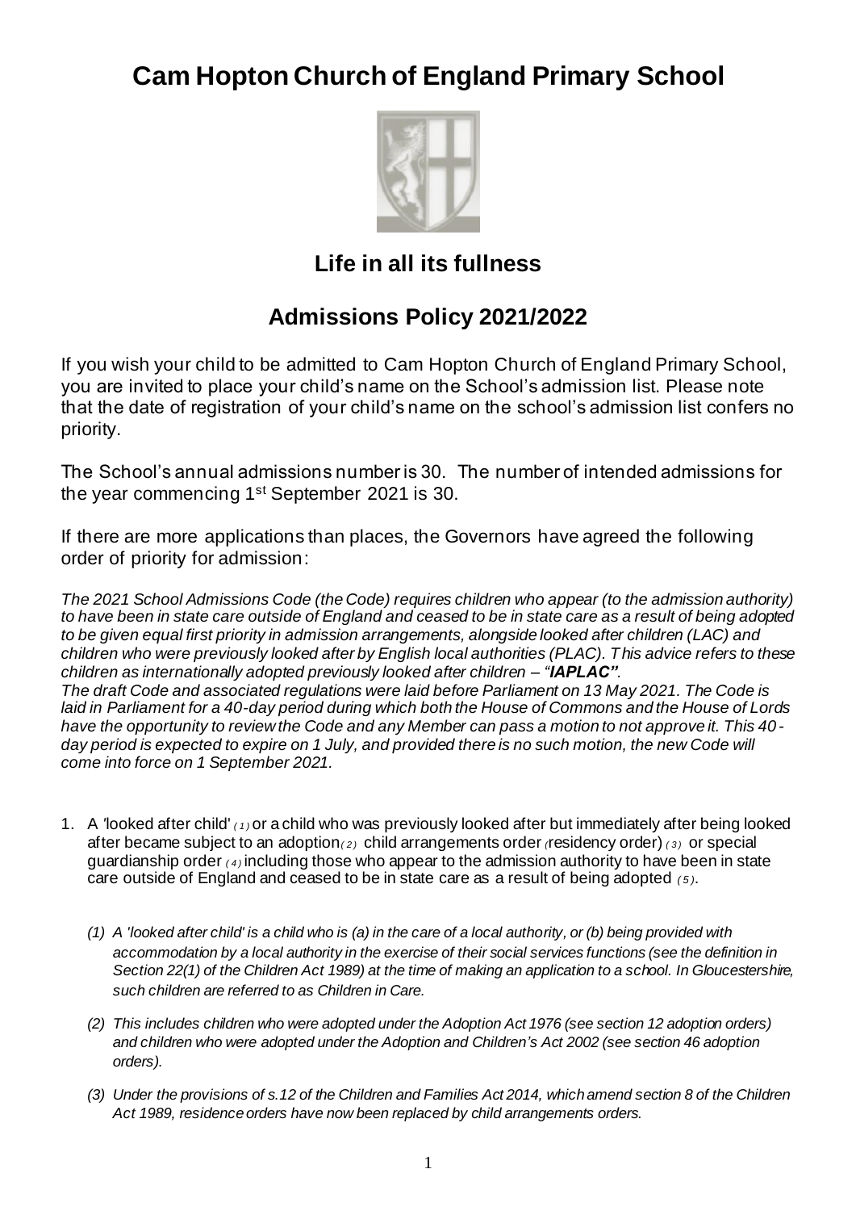# Cam Hopton Church of England Primary School

## Life in all its fullness

## Admissions Policy 2021/2022

If you wish your child to be admitted to Cam Hopton Church of England Primary School, you are invited to place your child's name on the School's admission list. Please note that the date of registration of your child's name on the school's admission list confers no priority.

The School's annual admissions number is 30. The number of intended admissions for the year commencing 1st September 2021 is 30.

If there are more applications than places, the Governors have agreed the following order of priority for admission:

*The 2021 School Admissions Code (the Code) requires children who appear (to the admission authority) to have been in state care outside of England and ceased to be in state care as a result of being adopted to be given equal first priority in admission arrangements, alongside looked after children (LAC) and children who were previously looked after by English local authorities (PLAC). This advice refers to these children as internationally adopted previously looked after children – "**IAPLAC"**.*
*The draft Code and associated regulations were laid before Parliament on 13 May 2021. The Code is laid in Parliament for a 40-day period during which both the House of Commons and the House of Lords have the opportunity to review the Code and any Member can pass a motion to not approve it. This 40-day period is expected to expire on 1 July, and provided there is no such motion, the new Code will come into force on 1 September 2021.*

1. A 'looked after child' (1) or a child who was previously looked after but immediately after being looked after became subject to an adoption (2) child arrangements order (residency order) (3) or special guardianship order (4) including those who appear to the admission authority to have been in state care outside of England and ceased to be in state care as a result of being adopted (5).

   *(1) A 'looked after child' is a child who is (a) in the care of a local authority, or (b) being provided with accommodation by a local authority in the exercise of their social services functions (see the definition in Section 22(1) of the Children Act 1989) at the time of making an application to a school. In Gloucestershire, such children are referred to as Children in Care.*

   *(2) This includes children who were adopted under the Adoption Act 1976 (see section 12 adoption orders) and children who were adopted under the Adoption and Children's Act 2002 (see section 46 adoption orders).*

   *(3) Under the provisions of s.12 of the Children and Families Act 2014, which amend section 8 of the Children Act 1989, residence orders have now been replaced by child arrangements orders.*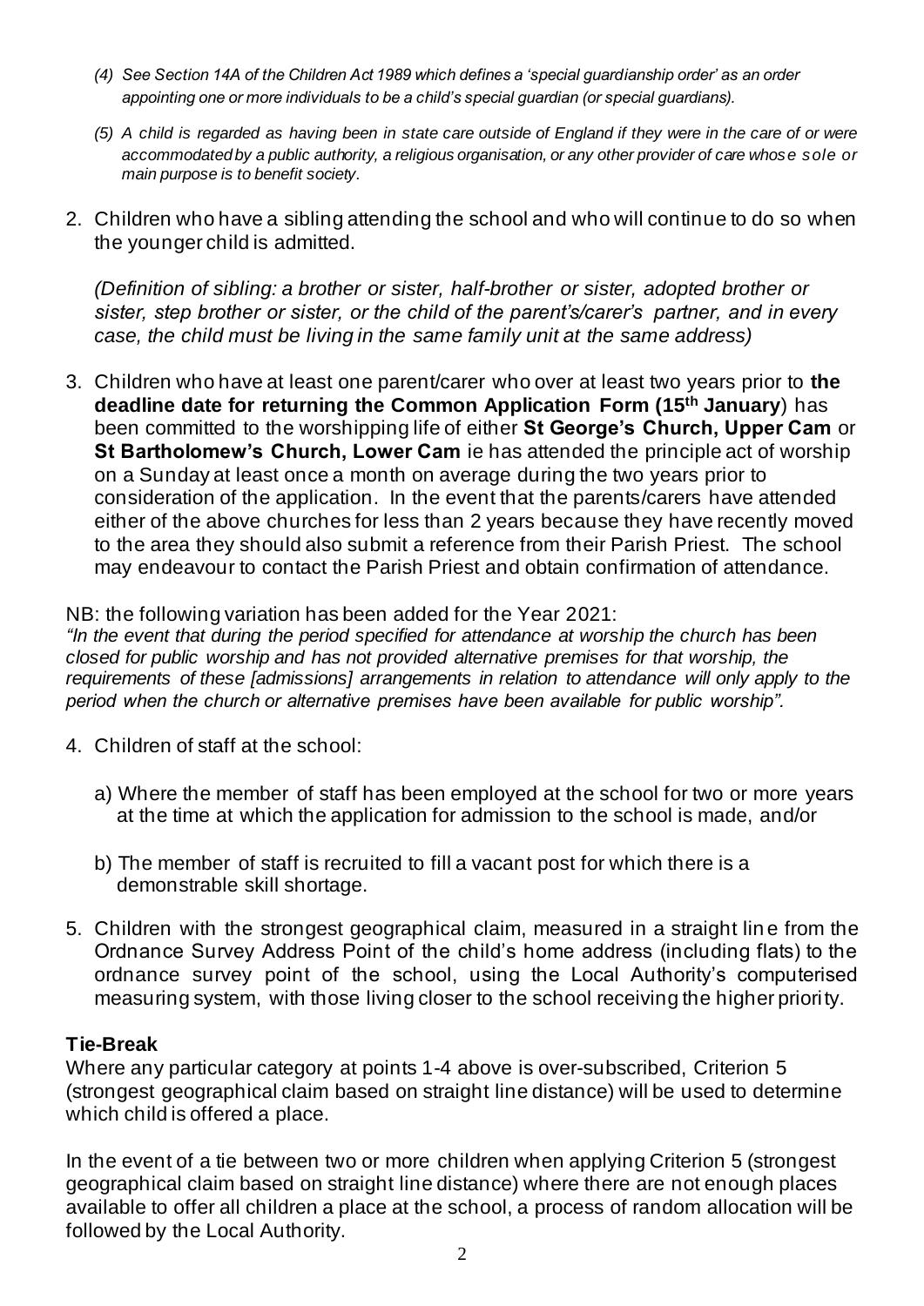*(4) See Section 14A of the Children Act 1989 which defines a 'special guardianship order' as an order appointing one or more individuals to be a child's special guardian (or special guardians).*

*(5) A child is regarded as having been in state care outside of England if they were in the care of or were accommodated by a public authority, a religious organisation, or any other provider of care whose sole or main purpose is to benefit society.*

2. Children who have a sibling attending the school and who will continue to do so when the younger child is admitted.

   *(Definition of sibling: a brother or sister, half-brother or sister, adopted brother or sister, step brother or sister, or the child of the parent's/carer's partner, and in every case, the child must be living in the same family unit at the same address)*

3. Children who have at least one parent/carer who over at least two years prior to **the deadline date for returning the Common Application Form (15th January**) has been committed to the worshipping life of either **St George's Church, Upper Cam** or **St Bartholomew's Church, Lower Cam** ie has attended the principle act of worship on a Sunday at least once a month on average during the two years prior to consideration of the application. In the event that the parents/carers have attended either of the above churches for less than 2 years because they have recently moved to the area they should also submit a reference from their Parish Priest. The school may endeavour to contact the Parish Priest and obtain confirmation of attendance.

NB: the following variation has been added for the Year 2021:
*"In the event that during the period specified for attendance at worship the church has been closed for public worship and has not provided alternative premises for that worship, the requirements of these [admissions] arrangements in relation to attendance will only apply to the period when the church or alternative premises have been available for public worship".*

4. Children of staff at the school:

   a) Where the member of staff has been employed at the school for two or more years at the time at which the application for admission to the school is made, and/or

   b) The member of staff is recruited to fill a vacant post for which there is a demonstrable skill shortage.

5. Children with the strongest geographical claim, measured in a straight line from the Ordnance Survey Address Point of the child's home address (including flats) to the ordnance survey point of the school, using the Local Authority's computerised measuring system, with those living closer to the school receiving the higher priority.

**Tie-Break**

Where any particular category at points 1-4 above is over-subscribed, Criterion 5 (strongest geographical claim based on straight line distance) will be used to determine which child is offered a place.

In the event of a tie between two or more children when applying Criterion 5 (strongest geographical claim based on straight line distance) where there are not enough places available to offer all children a place at the school, a process of random allocation will be followed by the Local Authority.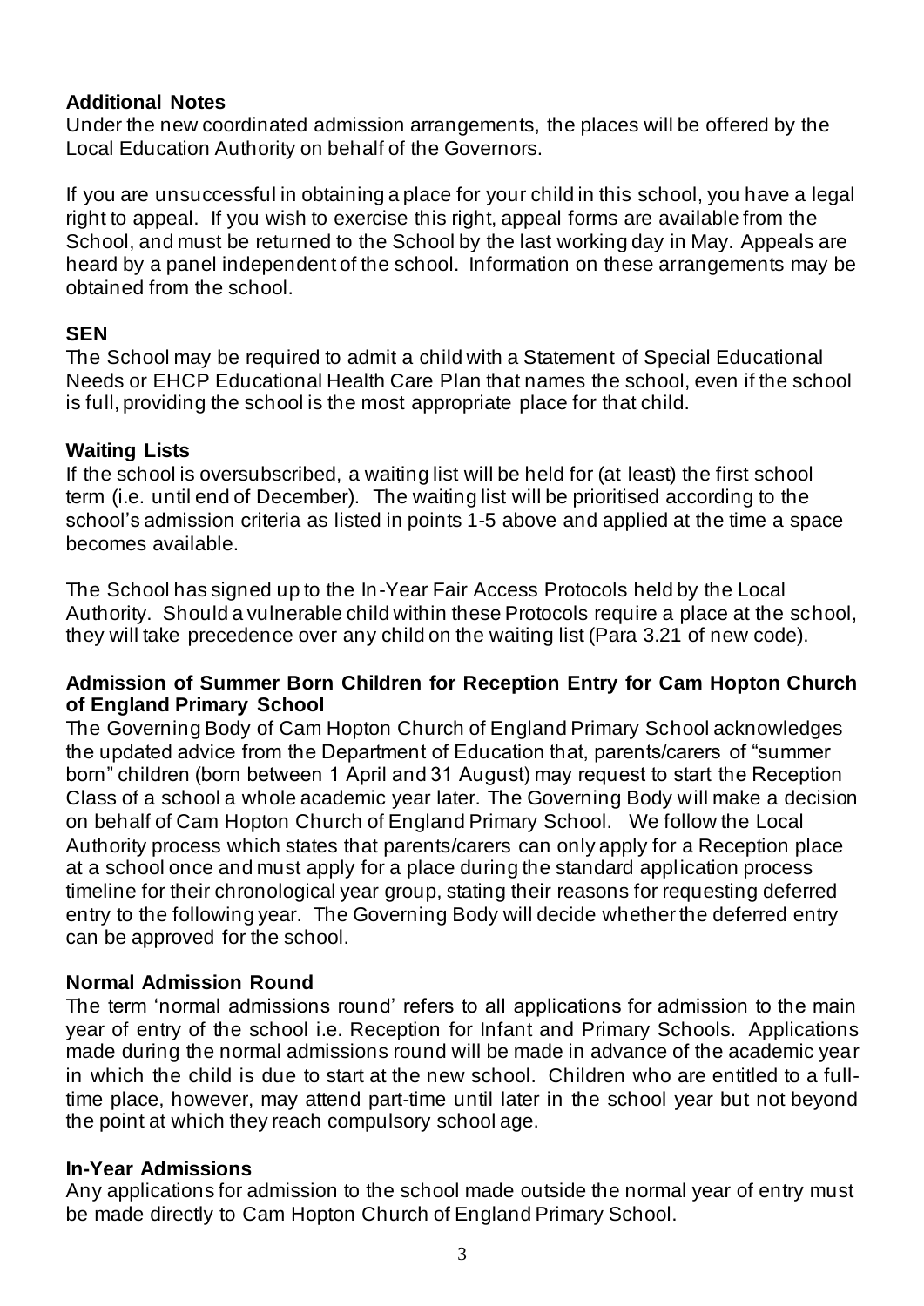## Additional Notes

Under the new coordinated admission arrangements, the places will be offered by the Local Education Authority on behalf of the Governors.

If you are unsuccessful in obtaining a place for your child in this school, you have a legal right to appeal. If you wish to exercise this right, appeal forms are available from the School, and must be returned to the School by the last working day in May. Appeals are heard by a panel independent of the school. Information on these arrangements may be obtained from the school.

## SEN

The School may be required to admit a child with a Statement of Special Educational Needs or EHCP Educational Health Care Plan that names the school, even if the school is full, providing the school is the most appropriate place for that child.

## Waiting Lists

If the school is oversubscribed, a waiting list will be held for (at least) the first school term (i.e. until end of December). The waiting list will be prioritised according to the school's admission criteria as listed in points 1-5 above and applied at the time a space becomes available.

The School has signed up to the In-Year Fair Access Protocols held by the Local Authority. Should a vulnerable child within these Protocols require a place at the school, they will take precedence over any child on the waiting list (Para 3.21 of new code).

## Admission of Summer Born Children for Reception Entry for Cam Hopton Church of England Primary School

The Governing Body of Cam Hopton Church of England Primary School acknowledges the updated advice from the Department of Education that, parents/carers of "summer born" children (born between 1 April and 31 August) may request to start the Reception Class of a school a whole academic year later. The Governing Body will make a decision on behalf of Cam Hopton Church of England Primary School. We follow the Local Authority process which states that parents/carers can only apply for a Reception place at a school once and must apply for a place during the standard application process timeline for their chronological year group, stating their reasons for requesting deferred entry to the following year. The Governing Body will decide whether the deferred entry can be approved for the school.

## Normal Admission Round

The term 'normal admissions round' refers to all applications for admission to the main year of entry of the school i.e. Reception for Infant and Primary Schools. Applications made during the normal admissions round will be made in advance of the academic year in which the child is due to start at the new school. Children who are entitled to a full-time place, however, may attend part-time until later in the school year but not beyond the point at which they reach compulsory school age.

## In-Year Admissions

Any applications for admission to the school made outside the normal year of entry must be made directly to Cam Hopton Church of England Primary School.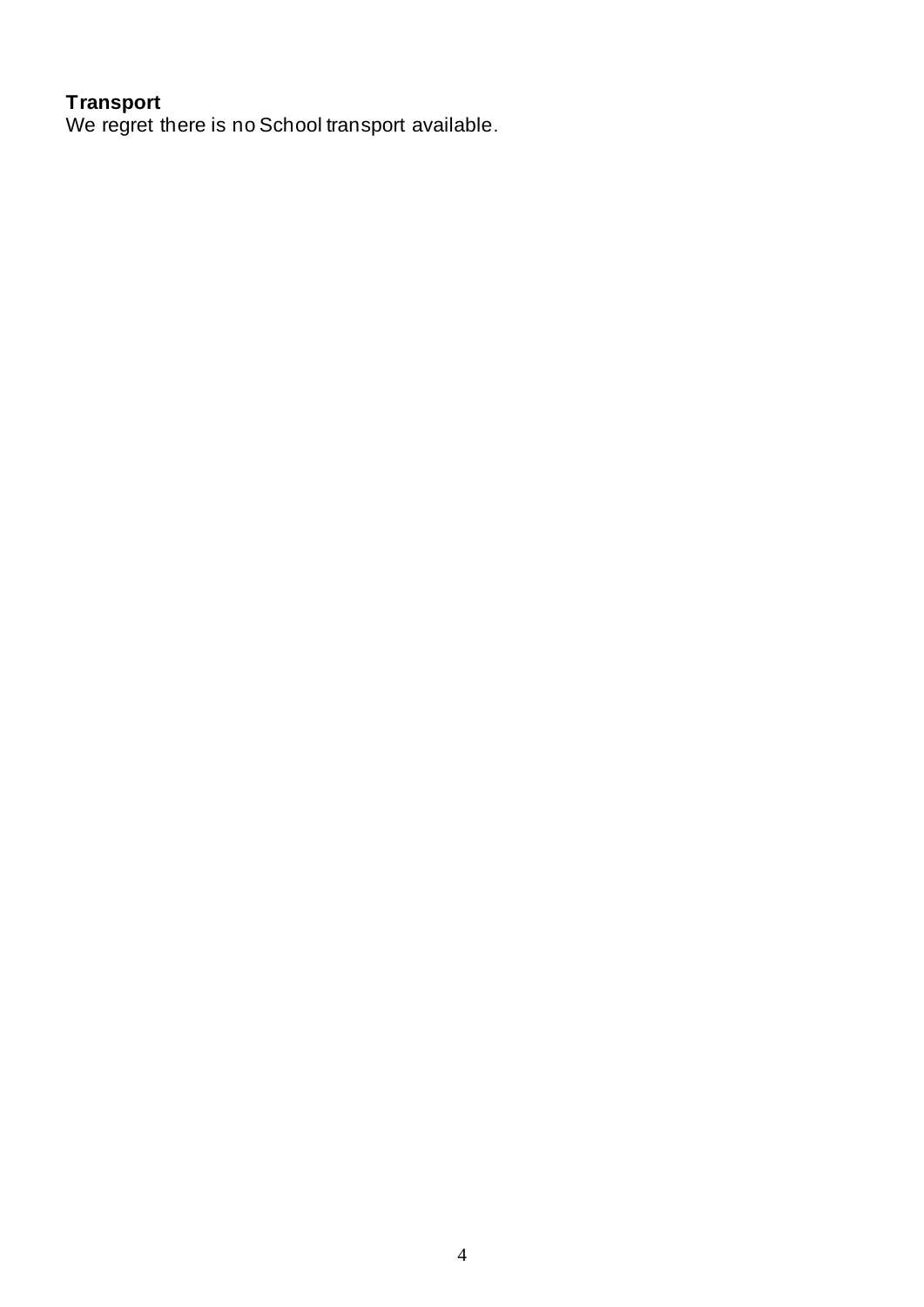**Transport**

We regret there is no School transport available.